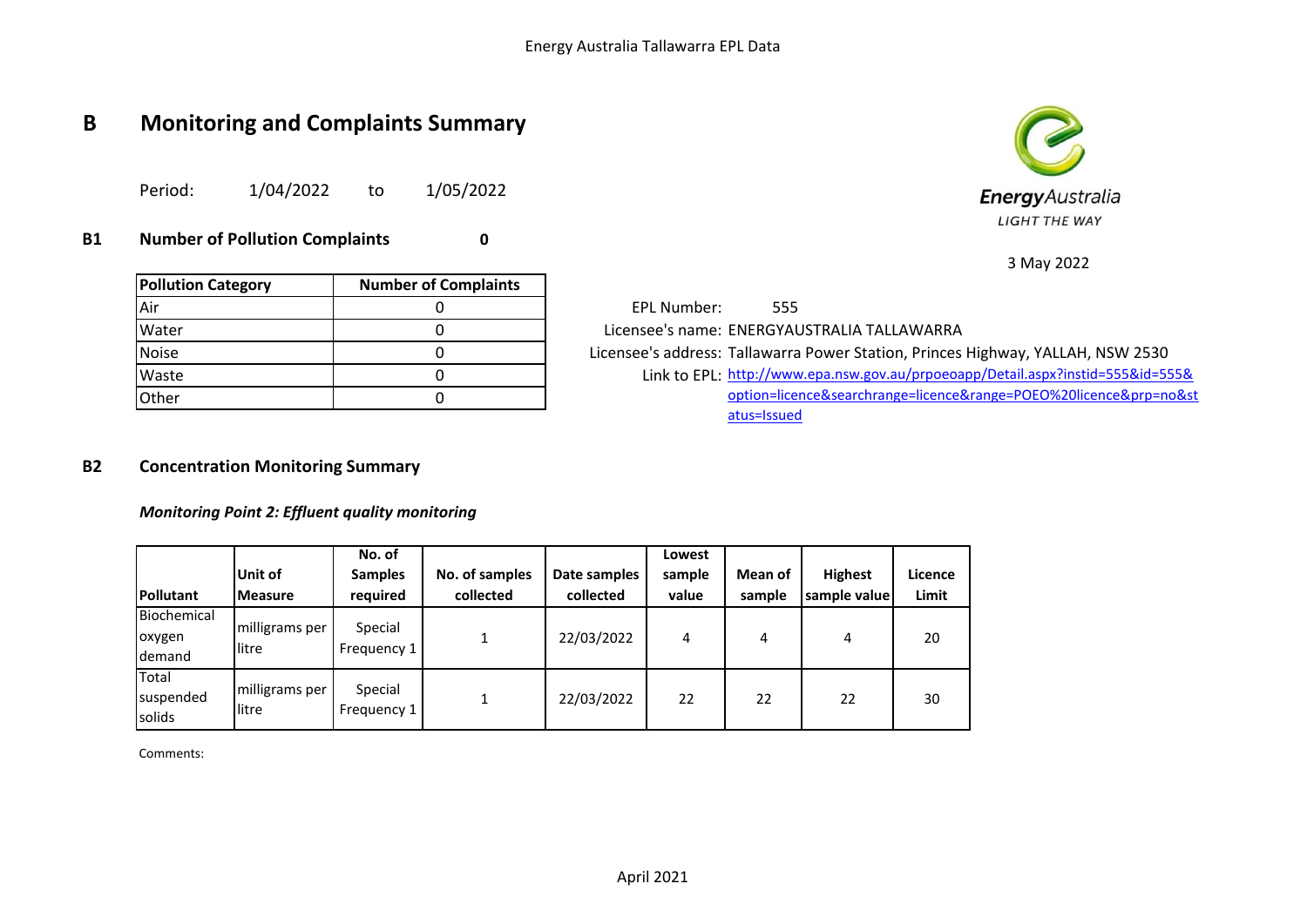Energy Australia Tallawarra EPL Data

# B Monitoring and Complaints Summary

Period: 1/04/2022 to 1/05/2022

3 May 2022

## B1 Number of Pollution Complaints 0

| Pollution Category | Number of Complaints |
|---|---|
| Air | 0 |
| Water | 0 |
| Noise | 0 |
| Waste | 0 |
| Other | 0 |

EPL Number: 555
Licensee's name: ENERGYAUSTRALIA TALLAWARRA
Licensee's address: Tallawarra Power Station, Princes Highway, YALLAH, NSW 2530
Link to EPL: http://www.epa.nsw.gov.au/prpoeoapp/Detail.aspx?instid=555&id=555&option=licence&searchrange=licence&range=POEO%20licence&prp=no&status=Issued

## B2 Concentration Monitoring Summary

***Monitoring Point 2: Effluent quality monitoring***

| Pollutant | Unit of Measure | No. of Samples required | No. of samples collected | Date samples collected | Lowest sample value | Mean of sample | Highest sample value | Licence Limit |
|---|---|---|---|---|---|---|---|---|
| Biochemical oxygen demand | milligrams per litre | Special Frequency 1 | 1 | 22/03/2022 | 4 | 4 | 4 | 20 |
| Total suspended solids | milligrams per litre | Special Frequency 1 | 1 | 22/03/2022 | 22 | 22 | 22 | 30 |

Comments:

April 2021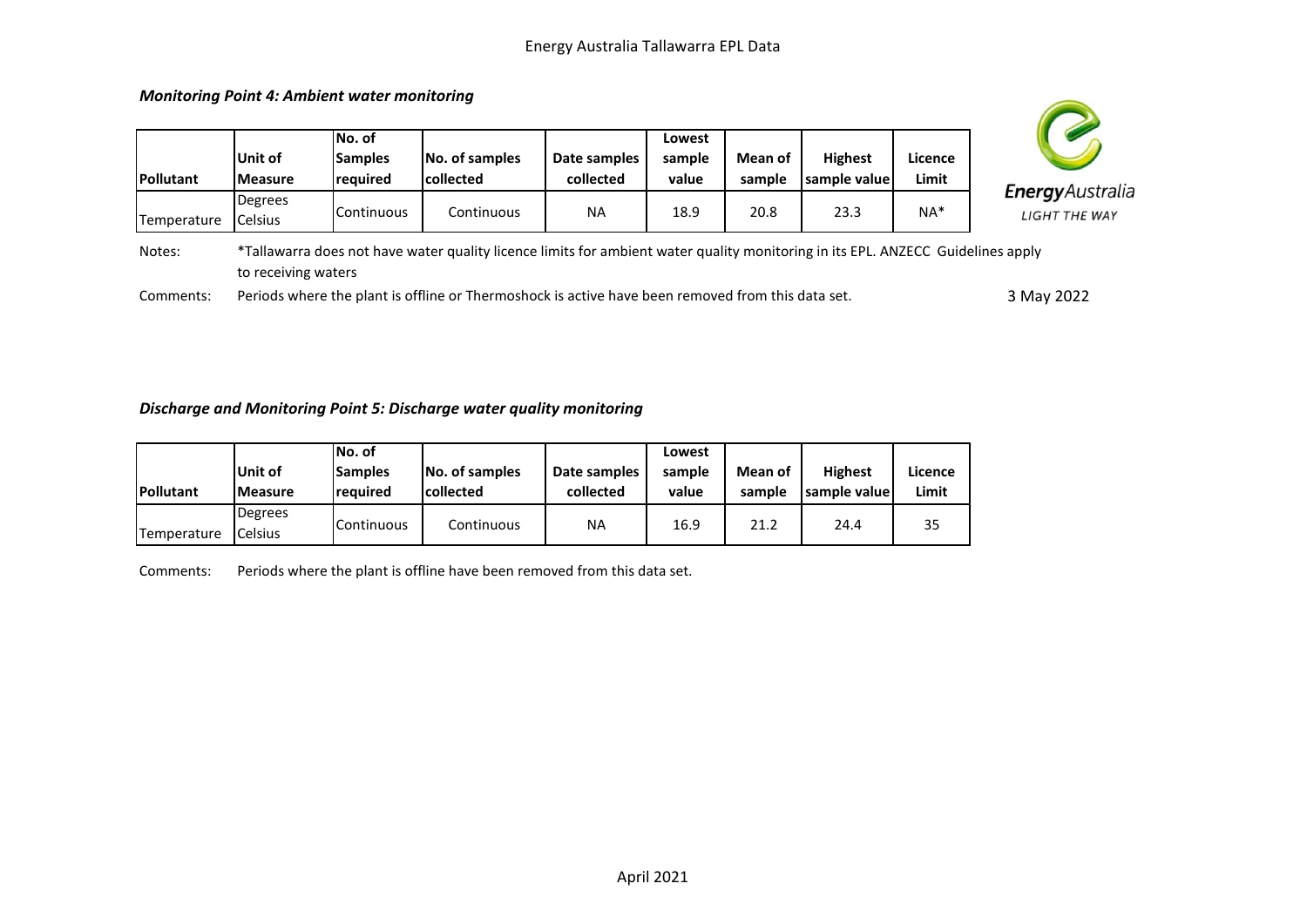### *Monitoring Point 4: Ambient water monitoring*

| Pollutant | Unit of Measure | No. of Samples required | No. of samples collected | Date samples collected | Lowest sample value | Mean of sample | Highest sample value | Licence Limit |
|---|---|---|---|---|---|---|---|---|
| Temperature | Degrees Celsius | Continuous | Continuous | NA | 18.9 | 20.8 | 23.3 | NA* |

Notes: *Tallawarra does not have water quality licence limits for ambient water quality monitoring in its EPL. ANZECC Guidelines apply to receiving waters

Comments: Periods where the plant is offline or Thermoshock is active have been removed from this data set.

3 May 2022

### *Discharge and Monitoring Point 5: Discharge water quality monitoring*

| Pollutant | Unit of Measure | No. of Samples required | No. of samples collected | Date samples collected | Lowest sample value | Mean of sample | Highest sample value | Licence Limit |
|---|---|---|---|---|---|---|---|---|
| Temperature | Degrees Celsius | Continuous | Continuous | NA | 16.9 | 21.2 | 24.4 | 35 |

Comments: Periods where the plant is offline have been removed from this data set.

April 2021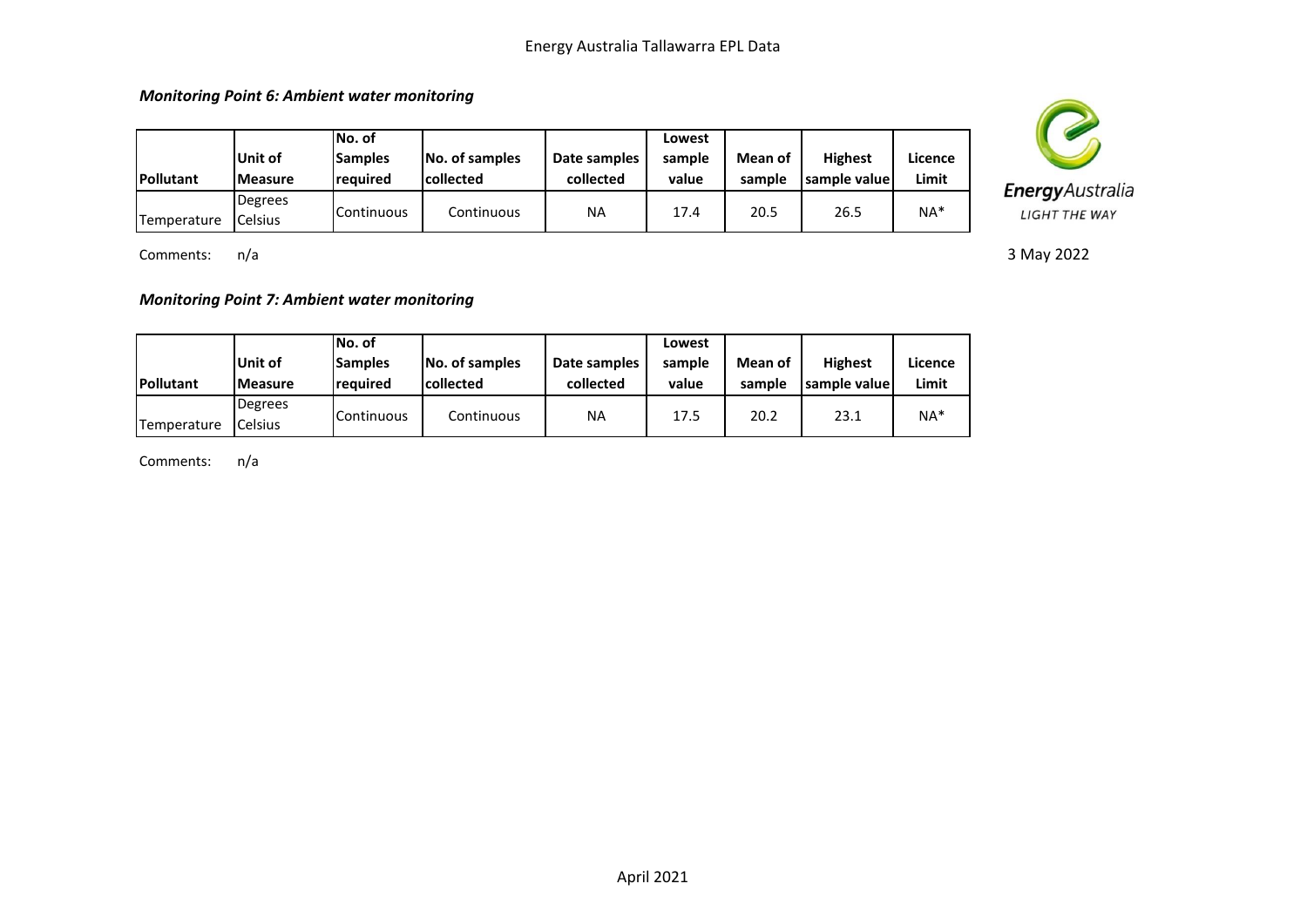### *Monitoring Point 6: Ambient water monitoring*

| Pollutant | Unit of Measure | No. of Samples required | No. of samples collected | Date samples collected | Lowest sample value | Mean of sample | Highest sample value | Licence Limit |
|---|---|---|---|---|---|---|---|---|
| Temperature | Degrees Celsius | Continuous | Continuous | NA | 17.4 | 20.5 | 26.5 | NA* |

Comments: n/a

3 May 2022

### *Monitoring Point 7: Ambient water monitoring*

| Pollutant | Unit of Measure | No. of Samples required | No. of samples collected | Date samples collected | Lowest sample value | Mean of sample | Highest sample value | Licence Limit |
|---|---|---|---|---|---|---|---|---|
| Temperature | Degrees Celsius | Continuous | Continuous | NA | 17.5 | 20.2 | 23.1 | NA* |

Comments: n/a

April 2021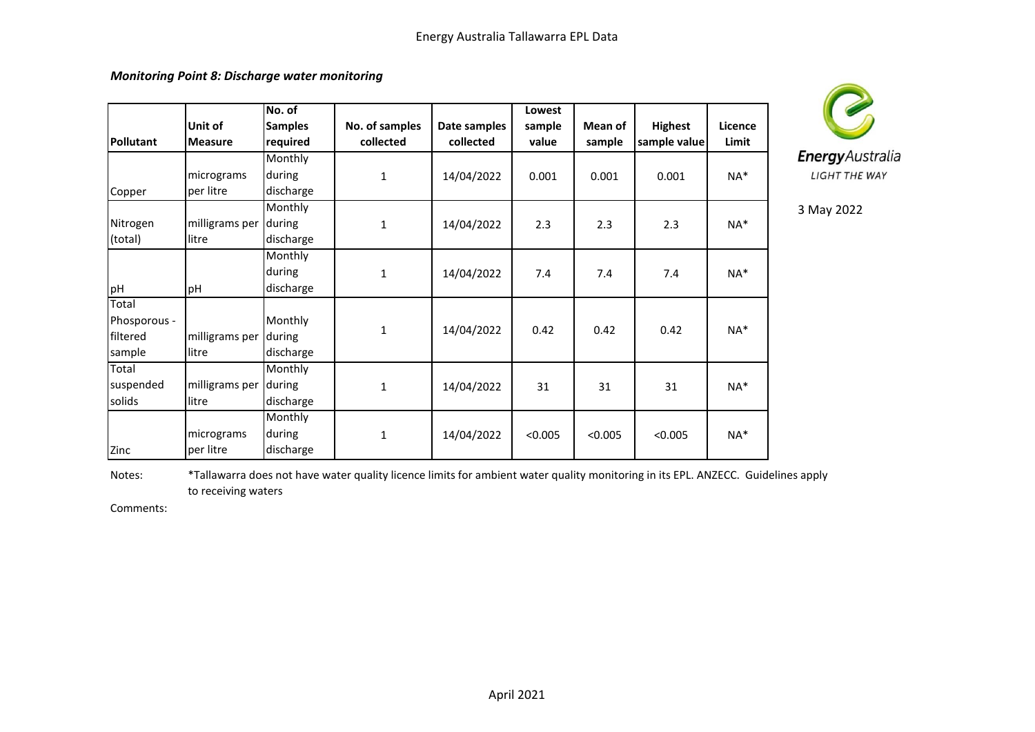Energy Australia Tallawarra EPL Data

***Monitoring Point 8: Discharge water monitoring***

EnergyAustralia
LIGHT THE WAY

3 May 2022

| Pollutant | Unit of Measure | No. of Samples required | No. of samples collected | Date samples collected | Lowest sample value | Mean of sample | Highest sample value | Licence Limit |
|---|---|---|---|---|---|---|---|---|
| Copper | micrograms per litre | Monthly during discharge | 1 | 14/04/2022 | 0.001 | 0.001 | 0.001 | NA* |
| Nitrogen (total) | milligrams per litre | Monthly during discharge | 1 | 14/04/2022 | 2.3 | 2.3 | 2.3 | NA* |
| pH | pH | Monthly during discharge | 1 | 14/04/2022 | 7.4 | 7.4 | 7.4 | NA* |
| Total Phosporous - filtered sample | milligrams per litre | Monthly during discharge | 1 | 14/04/2022 | 0.42 | 0.42 | 0.42 | NA* |
| Total suspended solids | milligrams per litre | Monthly during discharge | 1 | 14/04/2022 | 31 | 31 | 31 | NA* |
| Zinc | micrograms per litre | Monthly during discharge | 1 | 14/04/2022 | <0.005 | <0.005 | <0.005 | NA* |

Notes: *Tallawarra does not have water quality licence limits for ambient water quality monitoring in its EPL. ANZECC. Guidelines apply to receiving waters

Comments:

April 2021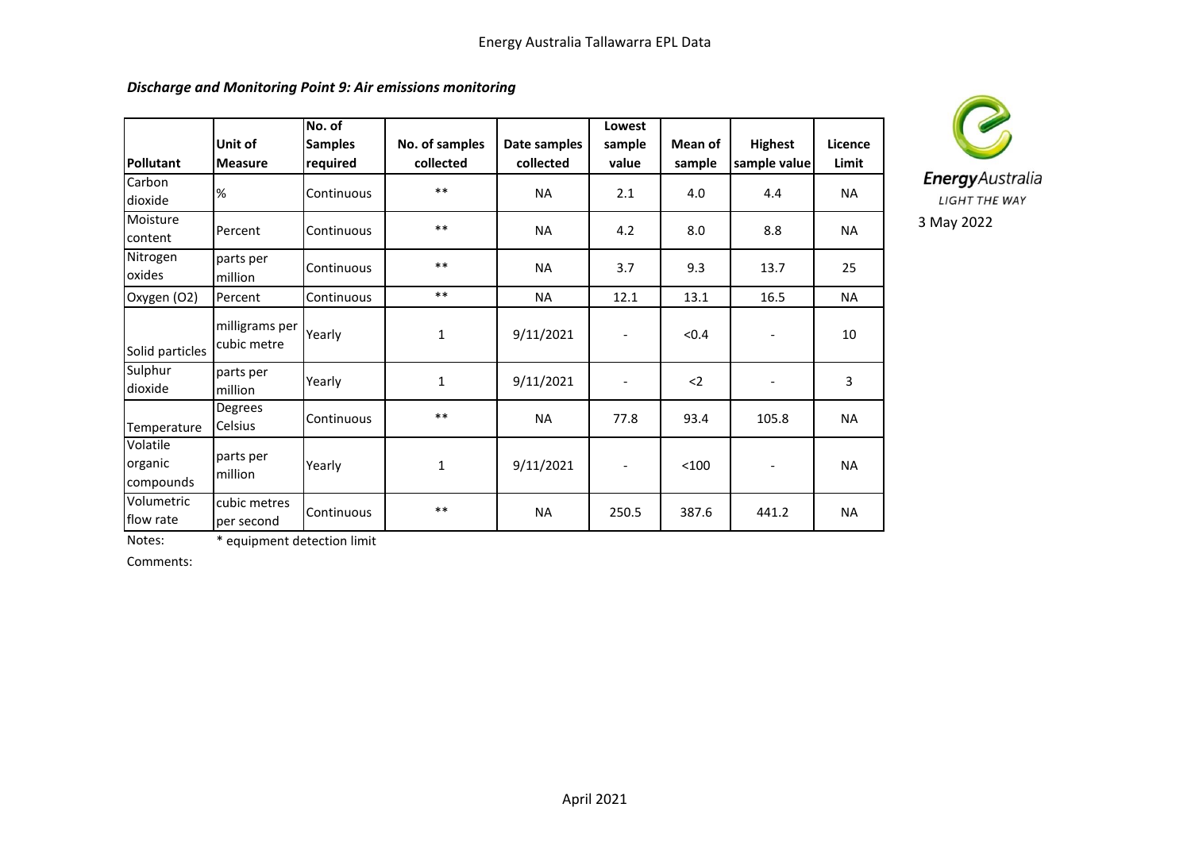Energy Australia Tallawarra EPL Data

***Discharge and Monitoring Point 9: Air emissions monitoring***

EnergyAustralia
LIGHT THE WAY

3 May 2022

| Pollutant | Unit of Measure | No. of Samples required | No. of samples collected | Date samples collected | Lowest sample value | Mean of sample | Highest sample value | Licence Limit |
|---|---|---|---|---|---|---|---|---|
| Carbon dioxide | % | Continuous | ** | NA | 2.1 | 4.0 | 4.4 | NA |
| Moisture content | Percent | Continuous | ** | NA | 4.2 | 8.0 | 8.8 | NA |
| Nitrogen oxides | parts per million | Continuous | ** | NA | 3.7 | 9.3 | 13.7 | 25 |
| Oxygen (O2) | Percent | Continuous | ** | NA | 12.1 | 13.1 | 16.5 | NA |
| Solid particles | milligrams per cubic metre | Yearly | 1 | 9/11/2021 | - | <0.4 | - | 10 |
| Sulphur dioxide | parts per million | Yearly | 1 | 9/11/2021 | - | <2 | - | 3 |
| Temperature | Degrees Celsius | Continuous | ** | NA | 77.8 | 93.4 | 105.8 | NA |
| Volatile organic compounds | parts per million | Yearly | 1 | 9/11/2021 | - | <100 | - | NA |
| Volumetric flow rate | cubic metres per second | Continuous | ** | NA | 250.5 | 387.6 | 441.2 | NA |

Notes: * equipment detection limit

Comments:

April 2021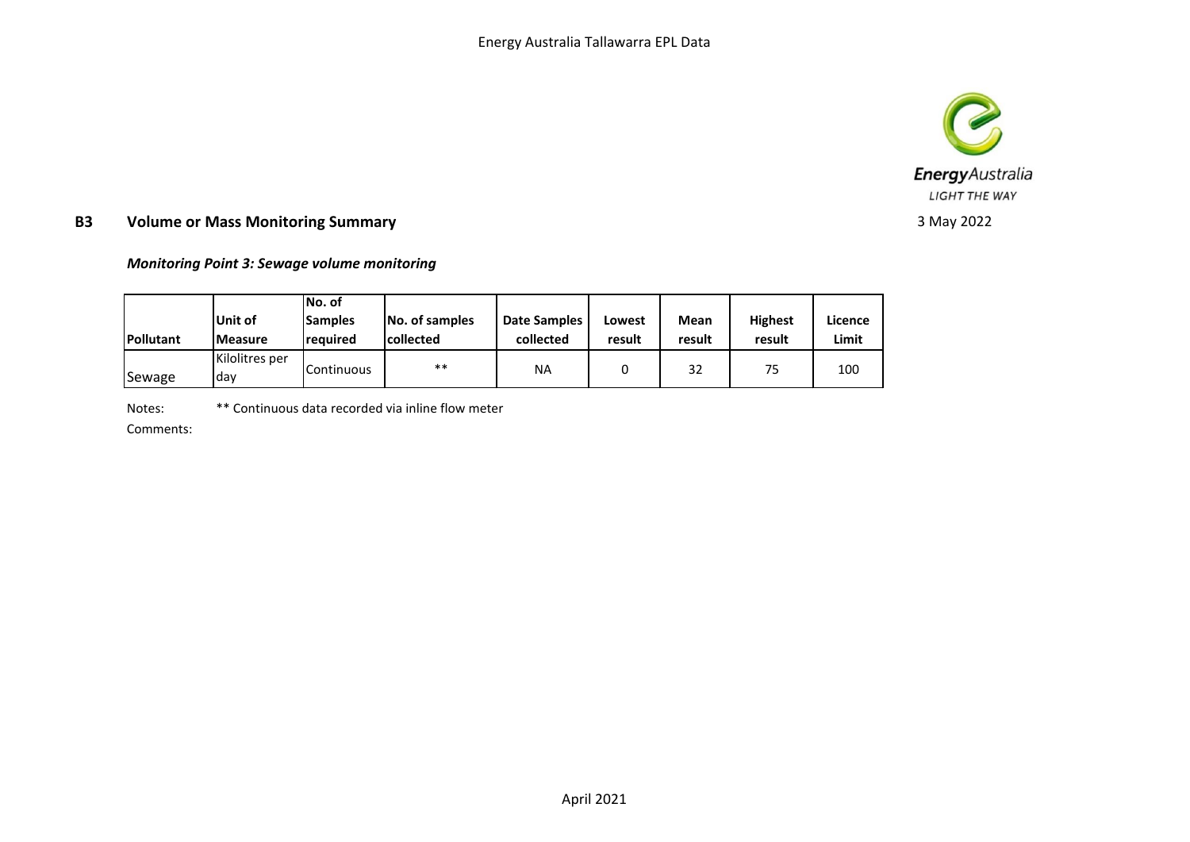## B3 Volume or Mass Monitoring Summary

3 May 2022

### *Monitoring Point 3: Sewage volume monitoring*

| Pollutant | Unit of Measure | No. of Samples required | No. of samples collected | Date Samples collected | Lowest result | Mean result | Highest result | Licence Limit |
|---|---|---|---|---|---|---|---|---|
| Sewage | Kilolitres per day | Continuous | ** | NA | 0 | 32 | 75 | 100 |

Notes: ** Continuous data recorded via inline flow meter

Comments:

April 2021